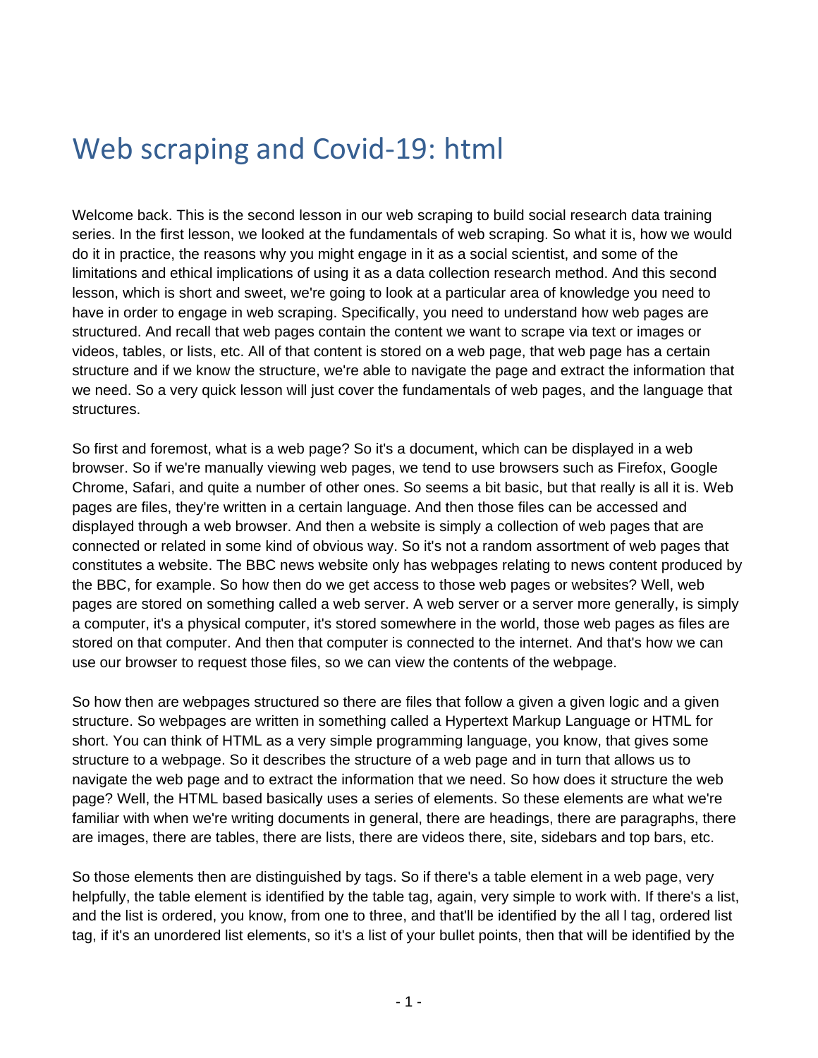# Web scraping and Covid-19: html

Welcome back. This is the second lesson in our web scraping to build social research data training series. In the first lesson, we looked at the fundamentals of web scraping. So what it is, how we would do it in practice, the reasons why you might engage in it as a social scientist, and some of the limitations and ethical implications of using it as a data collection research method. And this second lesson, which is short and sweet, we're going to look at a particular area of knowledge you need to have in order to engage in web scraping. Specifically, you need to understand how web pages are structured. And recall that web pages contain the content we want to scrape via text or images or videos, tables, or lists, etc. All of that content is stored on a web page, that web page has a certain structure and if we know the structure, we're able to navigate the page and extract the information that we need. So a very quick lesson will just cover the fundamentals of web pages, and the language that structures.

So first and foremost, what is a web page? So it's a document, which can be displayed in a web browser. So if we're manually viewing web pages, we tend to use browsers such as Firefox, Google Chrome, Safari, and quite a number of other ones. So seems a bit basic, but that really is all it is. Web pages are files, they're written in a certain language. And then those files can be accessed and displayed through a web browser. And then a website is simply a collection of web pages that are connected or related in some kind of obvious way. So it's not a random assortment of web pages that constitutes a website. The BBC news website only has webpages relating to news content produced by the BBC, for example. So how then do we get access to those web pages or websites? Well, web pages are stored on something called a web server. A web server or a server more generally, is simply a computer, it's a physical computer, it's stored somewhere in the world, those web pages as files are stored on that computer. And then that computer is connected to the internet. And that's how we can use our browser to request those files, so we can view the contents of the webpage.

So how then are webpages structured so there are files that follow a given a given logic and a given structure. So webpages are written in something called a Hypertext Markup Language or HTML for short. You can think of HTML as a very simple programming language, you know, that gives some structure to a webpage. So it describes the structure of a web page and in turn that allows us to navigate the web page and to extract the information that we need. So how does it structure the web page? Well, the HTML based basically uses a series of elements. So these elements are what we're familiar with when we're writing documents in general, there are headings, there are paragraphs, there are images, there are tables, there are lists, there are videos there, site, sidebars and top bars, etc.

So those elements then are distinguished by tags. So if there's a table element in a web page, very helpfully, the table element is identified by the table tag, again, very simple to work with. If there's a list, and the list is ordered, you know, from one to three, and that'll be identified by the all l tag, ordered list tag, if it's an unordered list elements, so it's a list of your bullet points, then that will be identified by the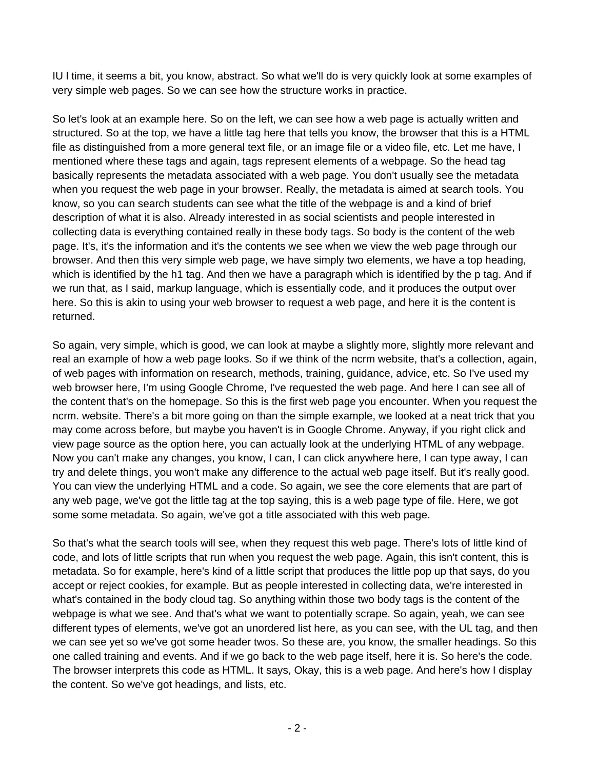IU l time, it seems a bit, you know, abstract. So what we'll do is very quickly look at some examples of very simple web pages. So we can see how the structure works in practice.

So let's look at an example here. So on the left, we can see how a web page is actually written and structured. So at the top, we have a little tag here that tells you know, the browser that this is a HTML file as distinguished from a more general text file, or an image file or a video file, etc. Let me have, I mentioned where these tags and again, tags represent elements of a webpage. So the head tag basically represents the metadata associated with a web page. You don't usually see the metadata when you request the web page in your browser. Really, the metadata is aimed at search tools. You know, so you can search students can see what the title of the webpage is and a kind of brief description of what it is also. Already interested in as social scientists and people interested in collecting data is everything contained really in these body tags. So body is the content of the web page. It's, it's the information and it's the contents we see when we view the web page through our browser. And then this very simple web page, we have simply two elements, we have a top heading, which is identified by the h1 tag. And then we have a paragraph which is identified by the p tag. And if we run that, as I said, markup language, which is essentially code, and it produces the output over here. So this is akin to using your web browser to request a web page, and here it is the content is returned.

So again, very simple, which is good, we can look at maybe a slightly more, slightly more relevant and real an example of how a web page looks. So if we think of the ncrm website, that's a collection, again, of web pages with information on research, methods, training, guidance, advice, etc. So I've used my web browser here, I'm using Google Chrome, I've requested the web page. And here I can see all of the content that's on the homepage. So this is the first web page you encounter. When you request the ncrm. website. There's a bit more going on than the simple example, we looked at a neat trick that you may come across before, but maybe you haven't is in Google Chrome. Anyway, if you right click and view page source as the option here, you can actually look at the underlying HTML of any webpage. Now you can't make any changes, you know, I can, I can click anywhere here, I can type away, I can try and delete things, you won't make any difference to the actual web page itself. But it's really good. You can view the underlying HTML and a code. So again, we see the core elements that are part of any web page, we've got the little tag at the top saying, this is a web page type of file. Here, we got some some metadata. So again, we've got a title associated with this web page.

So that's what the search tools will see, when they request this web page. There's lots of little kind of code, and lots of little scripts that run when you request the web page. Again, this isn't content, this is metadata. So for example, here's kind of a little script that produces the little pop up that says, do you accept or reject cookies, for example. But as people interested in collecting data, we're interested in what's contained in the body cloud tag. So anything within those two body tags is the content of the webpage is what we see. And that's what we want to potentially scrape. So again, yeah, we can see different types of elements, we've got an unordered list here, as you can see, with the UL tag, and then we can see yet so we've got some header twos. So these are, you know, the smaller headings. So this one called training and events. And if we go back to the web page itself, here it is. So here's the code. The browser interprets this code as HTML. It says, Okay, this is a web page. And here's how I display the content. So we've got headings, and lists, etc.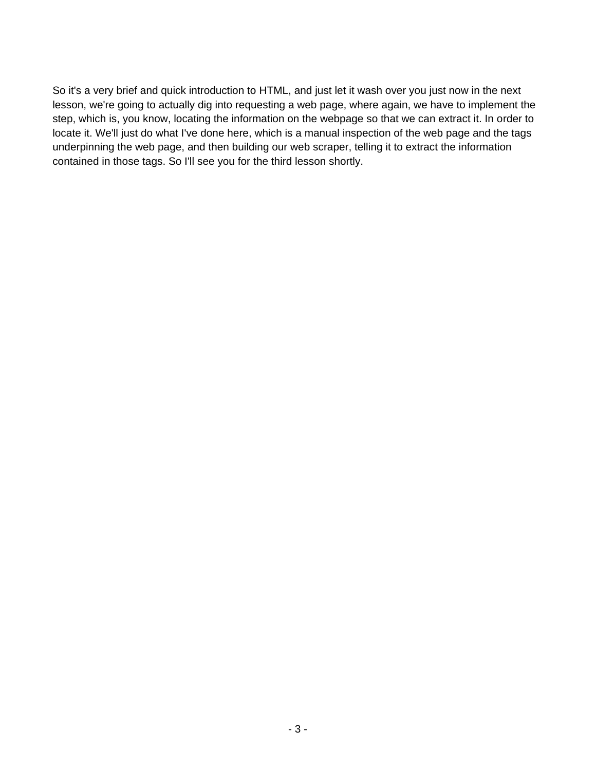So it's a very brief and quick introduction to HTML, and just let it wash over you just now in the next lesson, we're going to actually dig into requesting a web page, where again, we have to implement the step, which is, you know, locating the information on the webpage so that we can extract it. In order to locate it. We'll just do what I've done here, which is a manual inspection of the web page and the tags underpinning the web page, and then building our web scraper, telling it to extract the information contained in those tags. So I'll see you for the third lesson shortly.